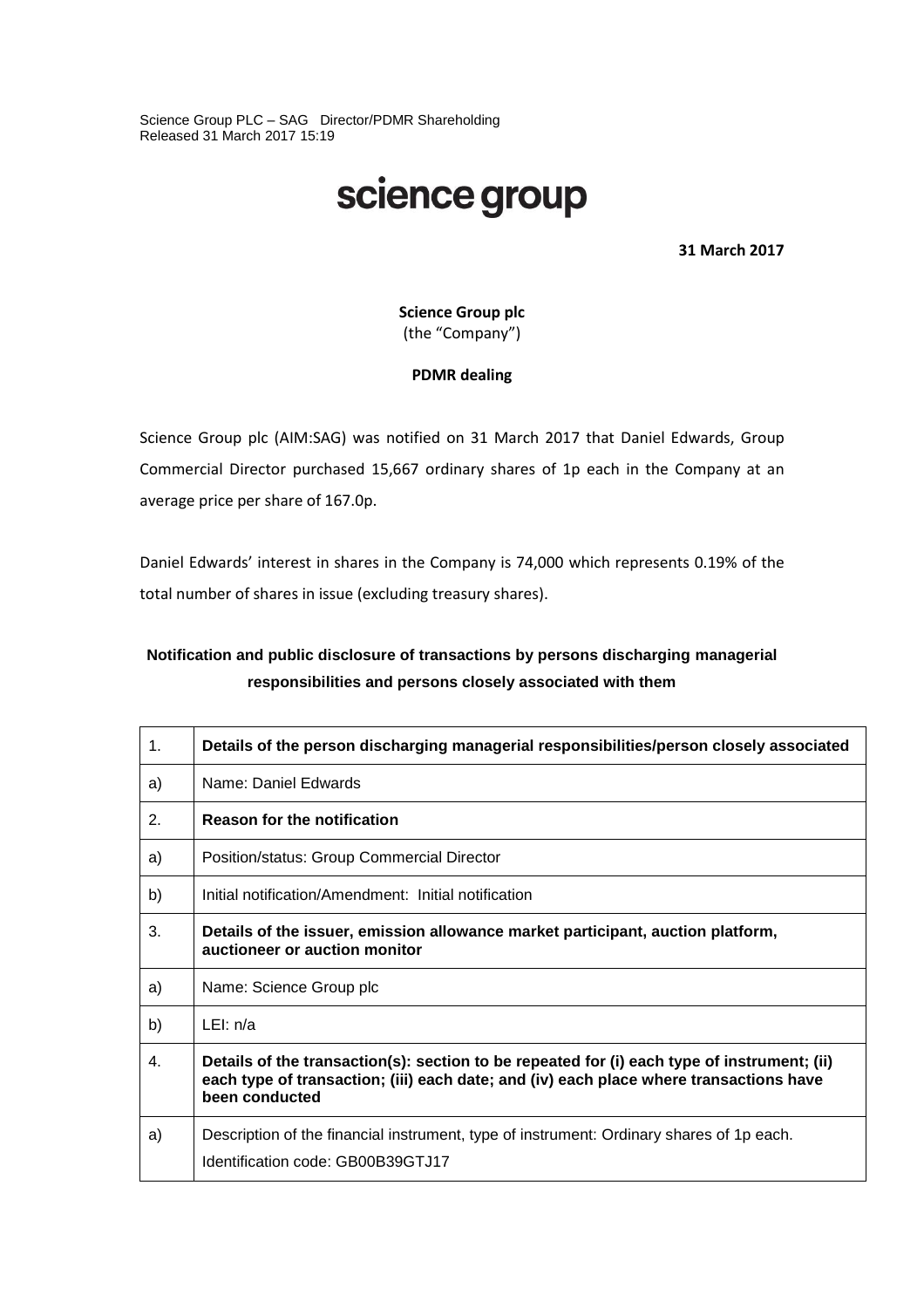Science Group PLC – SAG Director/PDMR Shareholding
Released 31 March 2017 15:19

# science group

**31 March 2017**

**Science Group plc**
(the "Company")

**PDMR dealing**

Science Group plc (AIM:SAG) was notified on 31 March 2017 that Daniel Edwards, Group Commercial Director purchased 15,667 ordinary shares of 1p each in the Company at an average price per share of 167.0p.

Daniel Edwards' interest in shares in the Company is 74,000 which represents 0.19% of the total number of shares in issue (excluding treasury shares).

**Notification and public disclosure of transactions by persons discharging managerial responsibilities and persons closely associated with them**

| 1. | **Details of the person discharging managerial responsibilities/person closely associated** |
|---|---|
| a) | Name: Daniel Edwards |
| 2. | **Reason for the notification** |
| a) | Position/status: Group Commercial Director |
| b) | Initial notification/Amendment: Initial notification |
| 3. | **Details of the issuer, emission allowance market participant, auction platform, auctioneer or auction monitor** |
| a) | Name: Science Group plc |
| b) | LEI: n/a |
| 4. | **Details of the transaction(s): section to be repeated for (i) each type of instrument; (ii) each type of transaction; (iii) each date; and (iv) each place where transactions have been conducted** |
| a) | Description of the financial instrument, type of instrument: Ordinary shares of 1p each.<br>Identification code: GB00B39GTJ17 |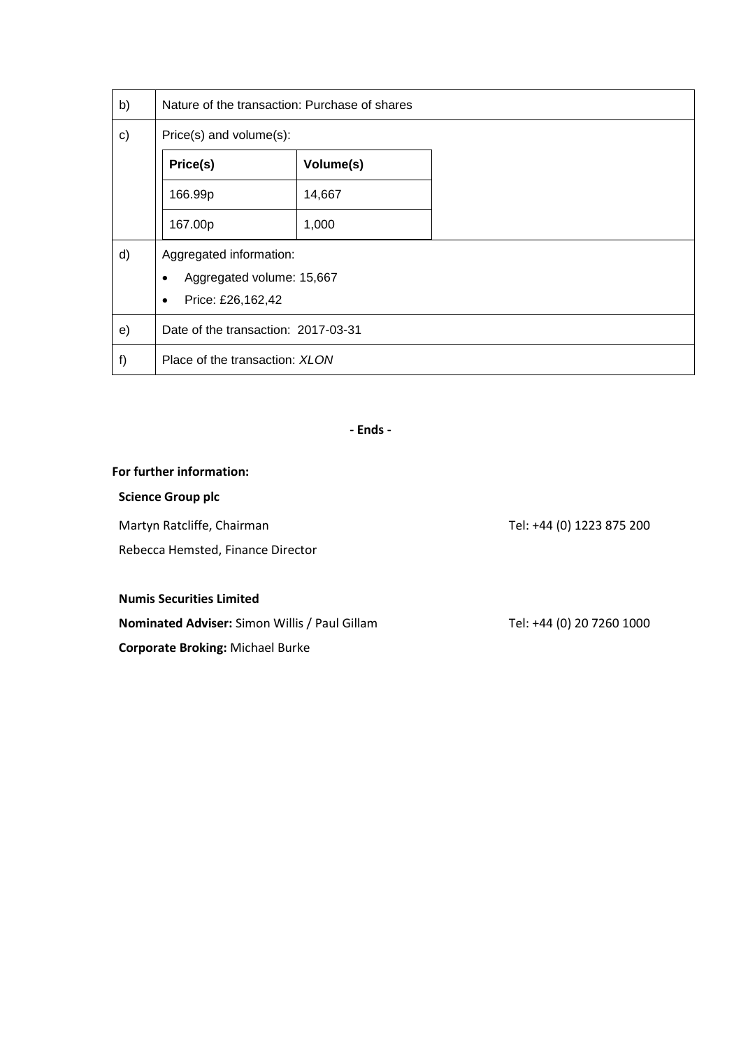| | |
|---|---|
| b) | Nature of the transaction: Purchase of shares |
| c) | Price(s) and volume(s): |
| | **Price(s)** / **Volume(s)** |
| | 166.99p / 14,667 |
| | 167.00p / 1,000 |
| d) | Aggregated information:<br>• Aggregated volume: 15,667<br>• Price: £26,162,42 |
| e) | Date of the transaction: 2017-03-31 |
| f) | Place of the transaction: *XLON* |

**- Ends -**

**For further information:**

**Science Group plc**

Martyn Ratcliffe, Chairman — Tel: +44 (0) 1223 875 200

Rebecca Hemsted, Finance Director

**Numis Securities Limited**

**Nominated Adviser:** Simon Willis / Paul Gillam — Tel: +44 (0) 20 7260 1000

**Corporate Broking:** Michael Burke